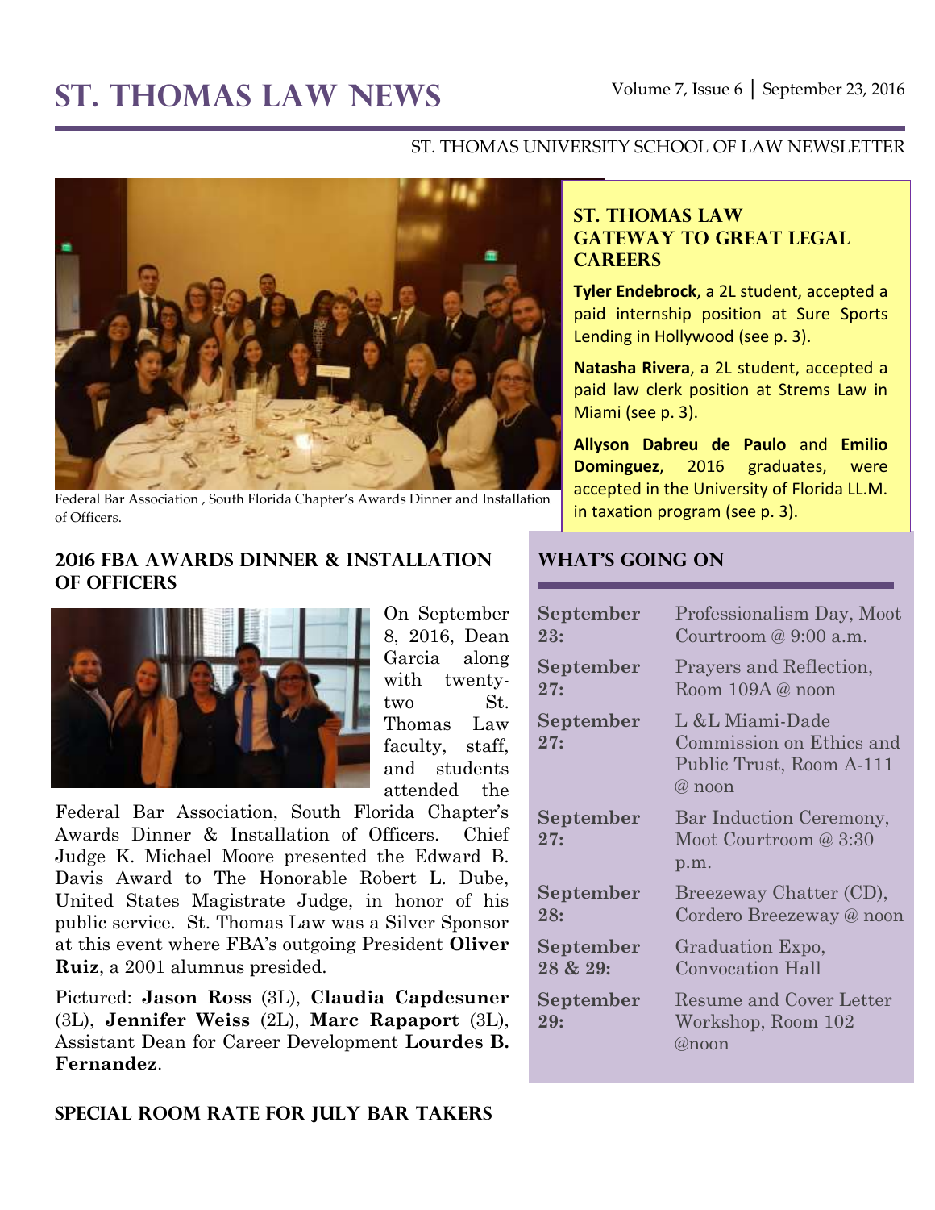#  St. Thomas Law News

Volume 7, Issue 6 | September 23, 2016

ST. THOMAS UNIVERSITY SCHOOL OF LAW NEWSLETTER

Federal Bar Association , South Florida Chapter's Awards Dinner and Installation of Officers.

## St. Thomas Law Gateway to Great Legal Careers

**Tyler Endebrock**, a 2L student, accepted a paid internship position at Sure Sports Lending in Hollywood (see p. 3).

**Natasha Rivera**, a 2L student, accepted a paid law clerk position at Strems Law in Miami (see p. 3).

**Allyson Dabreu de Paulo** and **Emilio Dominguez**, 2016 graduates, were accepted in the University of Florida LL.M. in taxation program (see p. 3).

## 2016 FBA Awards Dinner & Installation of Officers

On September 8, 2016, Dean Garcia along with twenty-two St. Thomas Law faculty, staff, and students attended the Federal Bar Association, South Florida Chapter's Awards Dinner & Installation of Officers. Chief Judge K. Michael Moore presented the Edward B. Davis Award to The Honorable Robert L. Dube, United States Magistrate Judge, in honor of his public service. St. Thomas Law was a Silver Sponsor at this event where FBA's outgoing President **Oliver Ruiz**, a 2001 alumnus presided.

Pictured: **Jason Ross** (3L), **Claudia Capdesuner** (3L), **Jennifer Weiss** (2L), **Marc Rapaport** (3L), Assistant Dean for Career Development **Lourdes B. Fernandez**.

## What's Going On

| | |
|---|---|
| **September 23:** | Professionalism Day, Moot Courtroom @ 9:00 a.m. |
| **September 27:** | Prayers and Reflection, Room 109A @ noon |
| **September 27:** | L &L Miami-Dade Commission on Ethics and Public Trust, Room A-111 @ noon |
| **September 27:** | Bar Induction Ceremony, Moot Courtroom @ 3:30 p.m. |
| **September 28:** | Breezeway Chatter (CD), Cordero Breezeway @ noon |
| **September 28 & 29:** | Graduation Expo, Convocation Hall |
| **September 29:** | Resume and Cover Letter Workshop, Room 102 @noon |

## Special Room Rate for July Bar Takers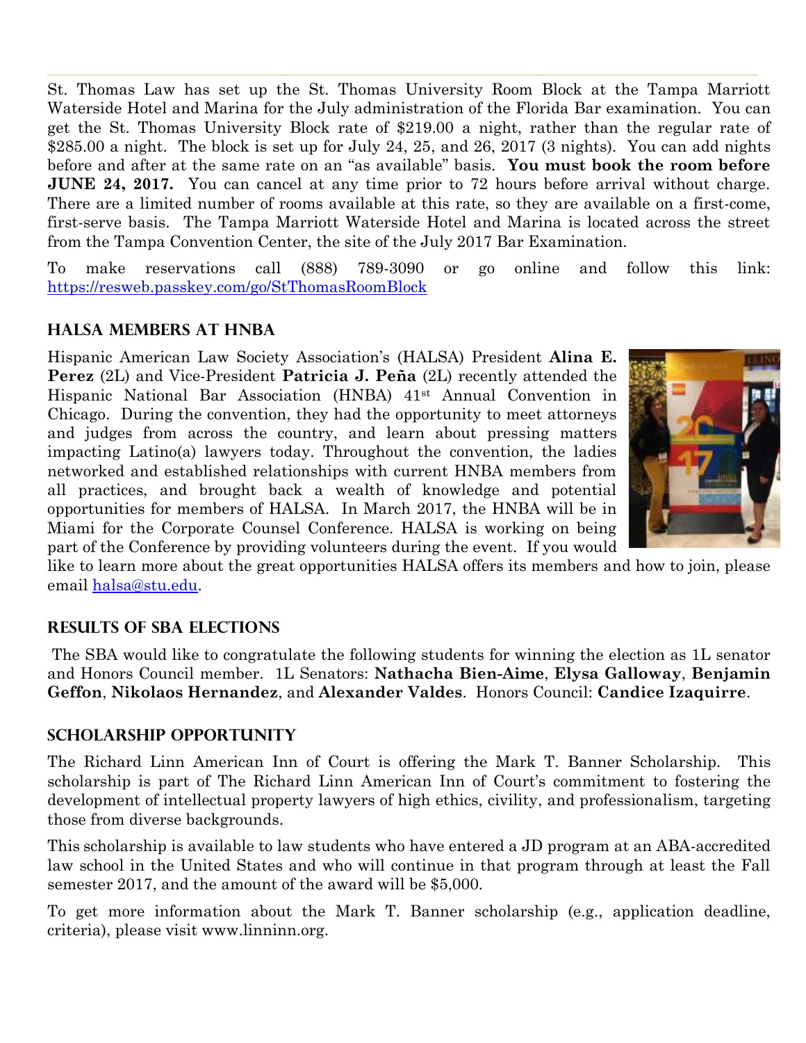St. Thomas Law has set up the St. Thomas University Room Block at the Tampa Marriott Waterside Hotel and Marina for the July administration of the Florida Bar examination. You can get the St. Thomas University Block rate of $219.00 a night, rather than the regular rate of $285.00 a night. The block is set up for July 24, 25, and 26, 2017 (3 nights). You can add nights before and after at the same rate on an "as available" basis. **You must book the room before JUNE 24, 2017.** You can cancel at any time prior to 72 hours before arrival without charge. There are a limited number of rooms available at this rate, so they are available on a first-come, first-serve basis. The Tampa Marriott Waterside Hotel and Marina is located across the street from the Tampa Convention Center, the site of the July 2017 Bar Examination.

To make reservations call (888) 789-3090 or go online and follow this link: https://resweb.passkey.com/go/StThomasRoomBlock

## HALSA Members at HNBA

Hispanic American Law Society Association's (HALSA) President **Alina E. Perez** (2L) and Vice-President **Patricia J. Peña** (2L) recently attended the Hispanic National Bar Association (HNBA) 41st Annual Convention in Chicago. During the convention, they had the opportunity to meet attorneys and judges from across the country, and learn about pressing matters impacting Latino(a) lawyers today. Throughout the convention, the ladies networked and established relationships with current HNBA members from all practices, and brought back a wealth of knowledge and potential opportunities for members of HALSA. In March 2017, the HNBA will be in Miami for the Corporate Counsel Conference. HALSA is working on being part of the Conference by providing volunteers during the event. If you would like to learn more about the great opportunities HALSA offers its members and how to join, please email halsa@stu.edu.

## Results of SBA Elections

The SBA would like to congratulate the following students for winning the election as 1L senator and Honors Council member. 1L Senators: **Nathacha Bien-Aime**, **Elysa Galloway**, **Benjamin Geffon**, **Nikolaos Hernandez**, and **Alexander Valdes**. Honors Council: **Candice Izaquirre**.

## Scholarship Opportunity

The Richard Linn American Inn of Court is offering the Mark T. Banner Scholarship. This scholarship is part of The Richard Linn American Inn of Court's commitment to fostering the development of intellectual property lawyers of high ethics, civility, and professionalism, targeting those from diverse backgrounds.

This scholarship is available to law students who have entered a JD program at an ABA-accredited law school in the United States and who will continue in that program through at least the Fall semester 2017, and the amount of the award will be $5,000.

To get more information about the Mark T. Banner scholarship (e.g., application deadline, criteria), please visit www.linninn.org.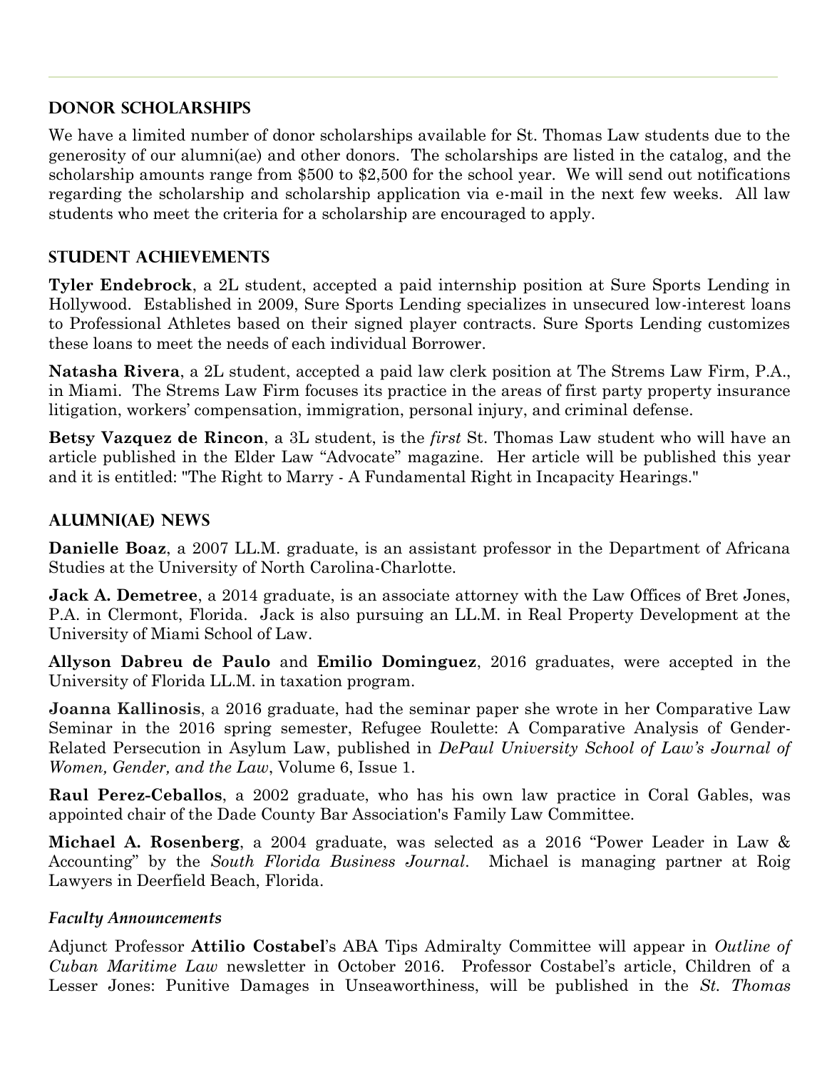## DONOR SCHOLARSHIPS

We have a limited number of donor scholarships available for St. Thomas Law students due to the generosity of our alumni(ae) and other donors. The scholarships are listed in the catalog, and the scholarship amounts range from $500 to $2,500 for the school year. We will send out notifications regarding the scholarship and scholarship application via e-mail in the next few weeks. All law students who meet the criteria for a scholarship are encouraged to apply.

## STUDENT ACHIEVEMENTS

**Tyler Endebrock**, a 2L student, accepted a paid internship position at Sure Sports Lending in Hollywood. Established in 2009, Sure Sports Lending specializes in unsecured low-interest loans to Professional Athletes based on their signed player contracts. Sure Sports Lending customizes these loans to meet the needs of each individual Borrower.

**Natasha Rivera**, a 2L student, accepted a paid law clerk position at The Strems Law Firm, P.A., in Miami. The Strems Law Firm focuses its practice in the areas of first party property insurance litigation, workers' compensation, immigration, personal injury, and criminal defense.

**Betsy Vazquez de Rincon**, a 3L student, is the *first* St. Thomas Law student who will have an article published in the Elder Law "Advocate" magazine. Her article will be published this year and it is entitled: "The Right to Marry - A Fundamental Right in Incapacity Hearings."

## ALUMNI(AE) NEWS

**Danielle Boaz**, a 2007 LL.M. graduate, is an assistant professor in the Department of Africana Studies at the University of North Carolina-Charlotte.

**Jack A. Demetree**, a 2014 graduate, is an associate attorney with the Law Offices of Bret Jones, P.A. in Clermont, Florida. Jack is also pursuing an LL.M. in Real Property Development at the University of Miami School of Law.

**Allyson Dabreu de Paulo** and **Emilio Dominguez**, 2016 graduates, were accepted in the University of Florida LL.M. in taxation program.

**Joanna Kallinosis**, a 2016 graduate, had the seminar paper she wrote in her Comparative Law Seminar in the 2016 spring semester, Refugee Roulette: A Comparative Analysis of Gender-Related Persecution in Asylum Law, published in *DePaul University School of Law's Journal of Women, Gender, and the Law*, Volume 6, Issue 1.

**Raul Perez-Ceballos**, a 2002 graduate, who has his own law practice in Coral Gables, was appointed chair of the Dade County Bar Association's Family Law Committee.

**Michael A. Rosenberg**, a 2004 graduate, was selected as a 2016 "Power Leader in Law & Accounting" by the *South Florida Business Journal*. Michael is managing partner at Roig Lawyers in Deerfield Beach, Florida.

### *Faculty Announcements*

Adjunct Professor **Attilio Costabel**'s ABA Tips Admiralty Committee will appear in *Outline of Cuban Maritime Law* newsletter in October 2016. Professor Costabel's article, Children of a Lesser Jones: Punitive Damages in Unseaworthiness, will be published in the *St. Thomas*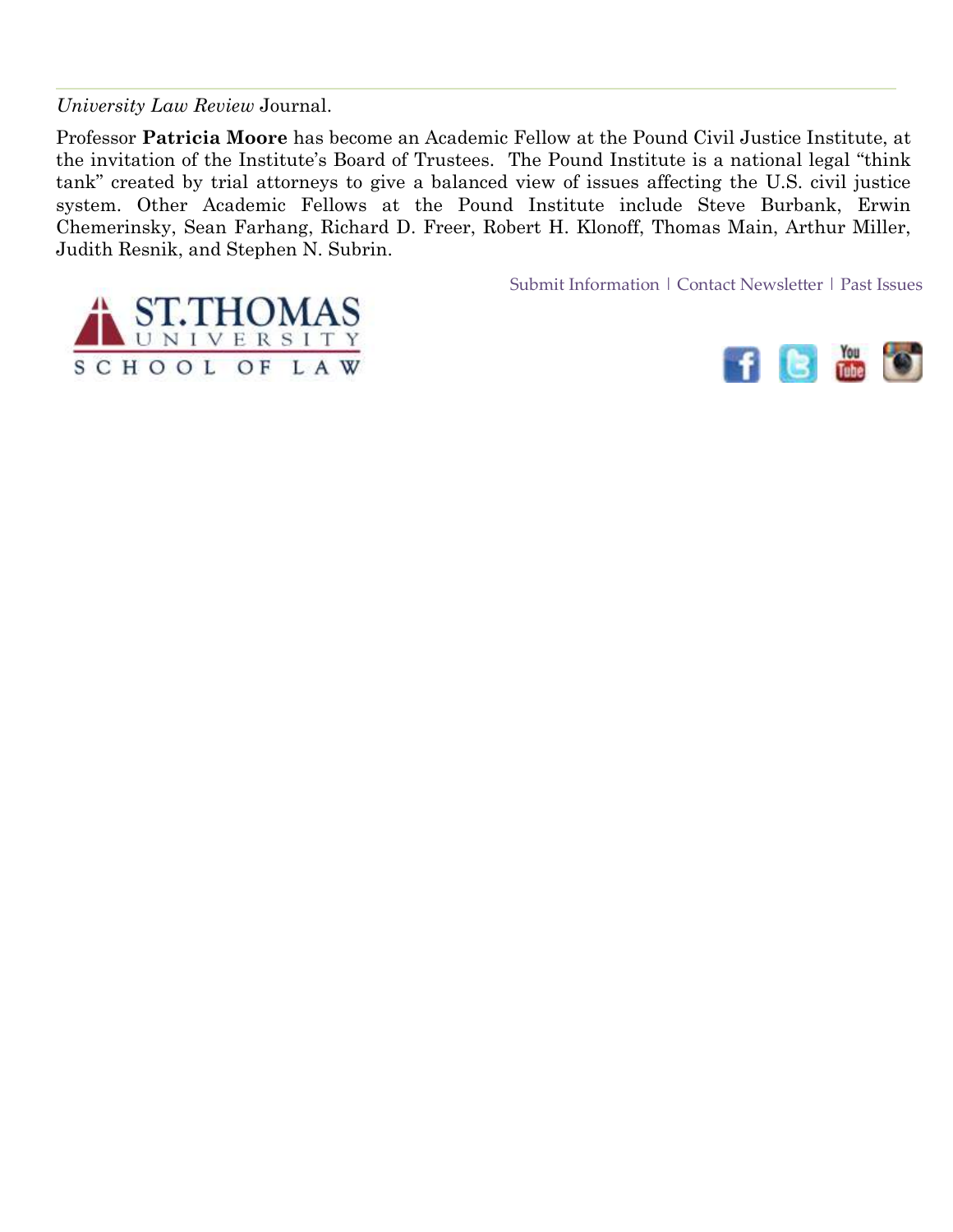*University Law Review* Journal.

Professor **Patricia Moore** has become an Academic Fellow at the Pound Civil Justice Institute, at the invitation of the Institute's Board of Trustees. The Pound Institute is a national legal "think tank" created by trial attorneys to give a balanced view of issues affecting the U.S. civil justice system. Other Academic Fellows at the Pound Institute include Steve Burbank, Erwin Chemerinsky, Sean Farhang, Richard D. Freer, Robert H. Klonoff, Thomas Main, Arthur Miller, Judith Resnik, and Stephen N. Subrin.

Submit Information | Contact Newsletter | Past Issues

ST.THOMAS UNIVERSITY SCHOOL OF LAW